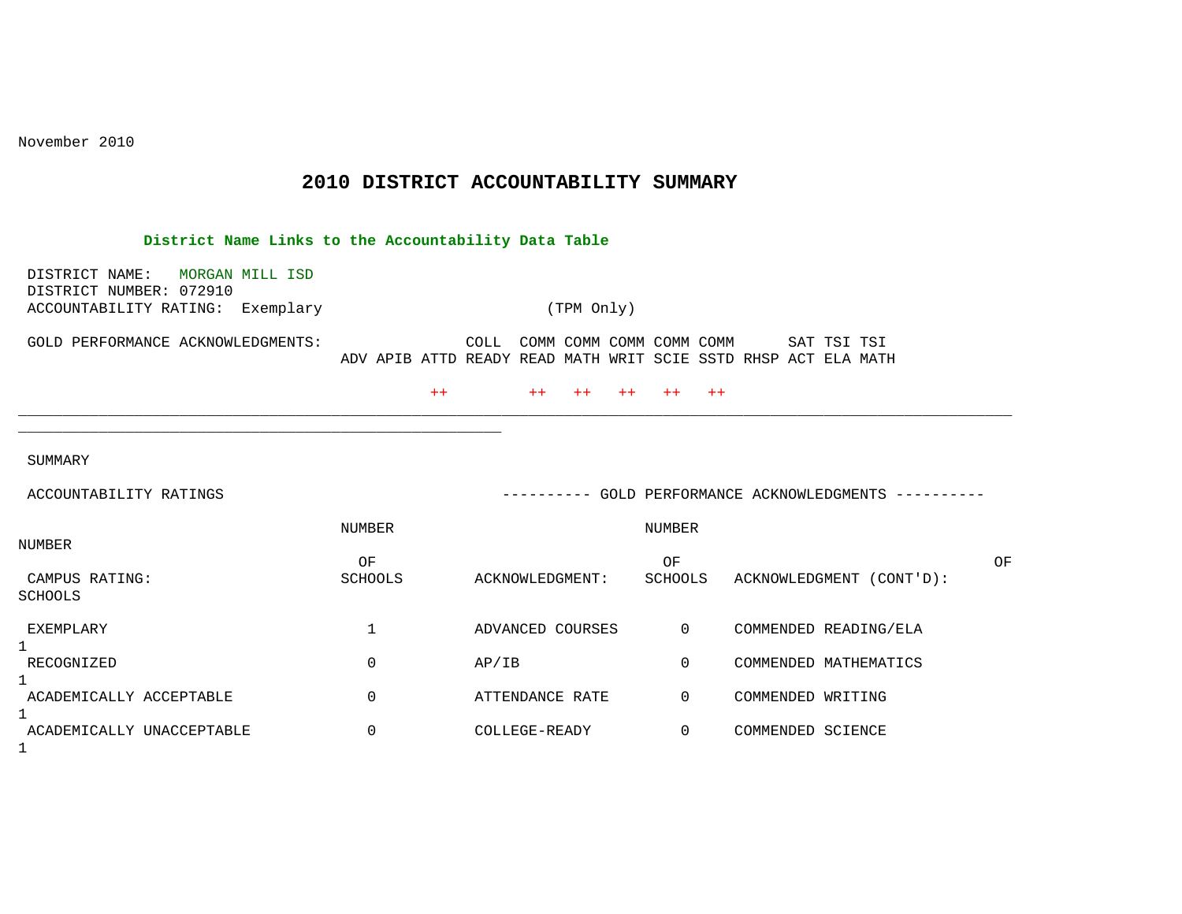November 2010

# 2010 DISTRICT ACCOUNTABILITY SUMMARY

**District Name Links to the Accountability Data Table**

DISTRICT NAME: MORGAN MILL ISD
DISTRICT NUMBER: 072910
ACCOUNTABILITY RATING: Exemplary (TPM Only)

GOLD PERFORMANCE ACKNOWLEDGMENTS:

| ADV | APIB | ATTD | COLL READY | COMM READ | COMM MATH | COMM WRIT | COMM SCIE | COMM SSTD | RHSP | SAT ACT | TSI ELA | TSI MATH |
|---|---|---|---|---|---|---|---|---|---|---|---|---|
| | | ++ | | ++ | ++ | ++ | ++ | ++ | | | | |

SUMMARY

| ACCOUNTABILITY RATINGS | | GOLD PERFORMANCE ACKNOWLEDGMENTS | | | |
|---|---|---|---|---|---|
| CAMPUS RATING: | NUMBER OF SCHOOLS | ACKNOWLEDGMENT: | NUMBER OF SCHOOLS | ACKNOWLEDGMENT (CONT'D): | NUMBER OF SCHOOLS |
| EXEMPLARY | 1 | ADVANCED COURSES | 0 | COMMENDED READING/ELA | 1 |
| RECOGNIZED | 0 | AP/IB | 0 | COMMENDED MATHEMATICS | 1 |
| ACADEMICALLY ACCEPTABLE | 0 | ATTENDANCE RATE | 0 | COMMENDED WRITING | 1 |
| ACADEMICALLY UNACCEPTABLE | 0 | COLLEGE-READY | 0 | COMMENDED SCIENCE | 1 |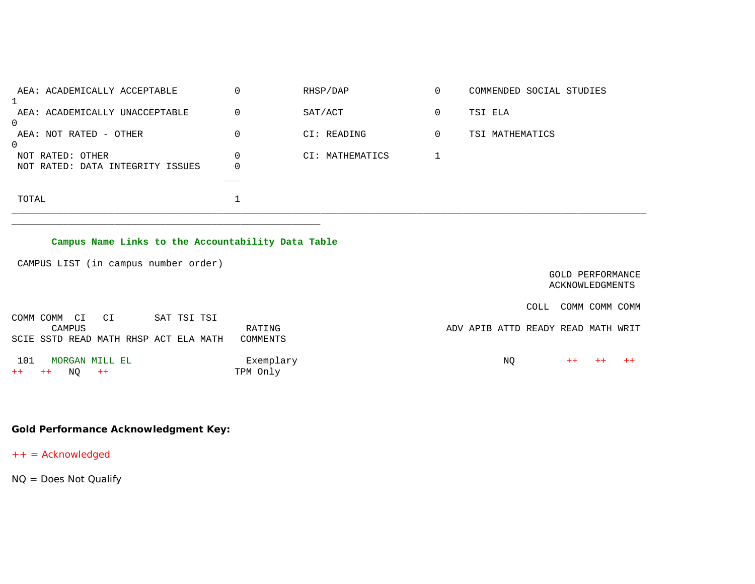| | | | | | |
|---|---|---|---|---|---|
| AEA: ACADEMICALLY ACCEPTABLE | 0 | RHSP/DAP | 0 | COMMENDED SOCIAL STUDIES | 1 |
| AEA: ACADEMICALLY UNACCEPTABLE | 0 | SAT/ACT | 0 | TSI ELA | 0 |
| AEA: NOT RATED - OTHER | 0 | CI: READING | 0 | TSI MATHEMATICS | 0 |
| NOT RATED: OTHER | 0 | CI: MATHEMATICS | 1 | | |
| NOT RATED: DATA INTEGRITY ISSUES | 0 | | | | |
| TOTAL | 1 | | | | |

**Campus Name Links to the Accountability Data Table**

CAMPUS LIST (in campus number order)

| | | GOLD PERFORMANCE ACKNOWLEDGMENTS | | | | | | | | | | | | | | | |
|---|---|---|---|---|---|---|---|---|---|---|---|---|---|---|---|---|---|
| CAMPUS | RATING COMMENTS | ADV | APIB | ATTD | COLL READY | COMM READ | COMM MATH | COMM WRIT | COMM SCIE | COMM SSTD | CI READ | CI MATH | RHSP | SAT ACT | TSI ELA | TSI MATH |
| 101 MORGAN MILL EL | Exemplary TPM Only | | | NQ | | ++ | ++ | ++ | ++ | ++ | NQ | ++ | | | | |

**Gold Performance Acknowledgment Key:**

++ = Acknowledged

NQ = Does Not Qualify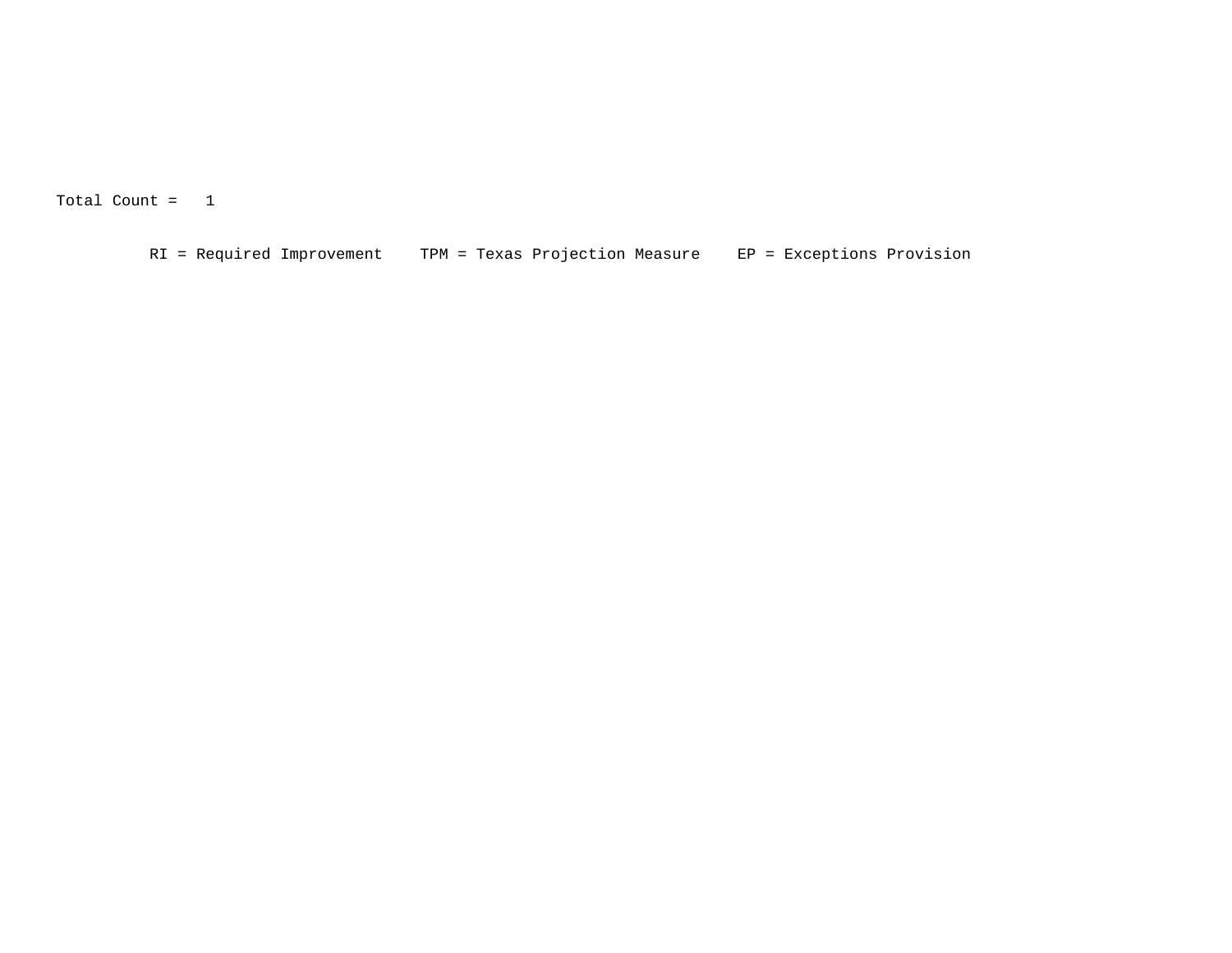Total Count = 1

RI = Required Improvement    TPM = Texas Projection Measure    EP = Exceptions Provision